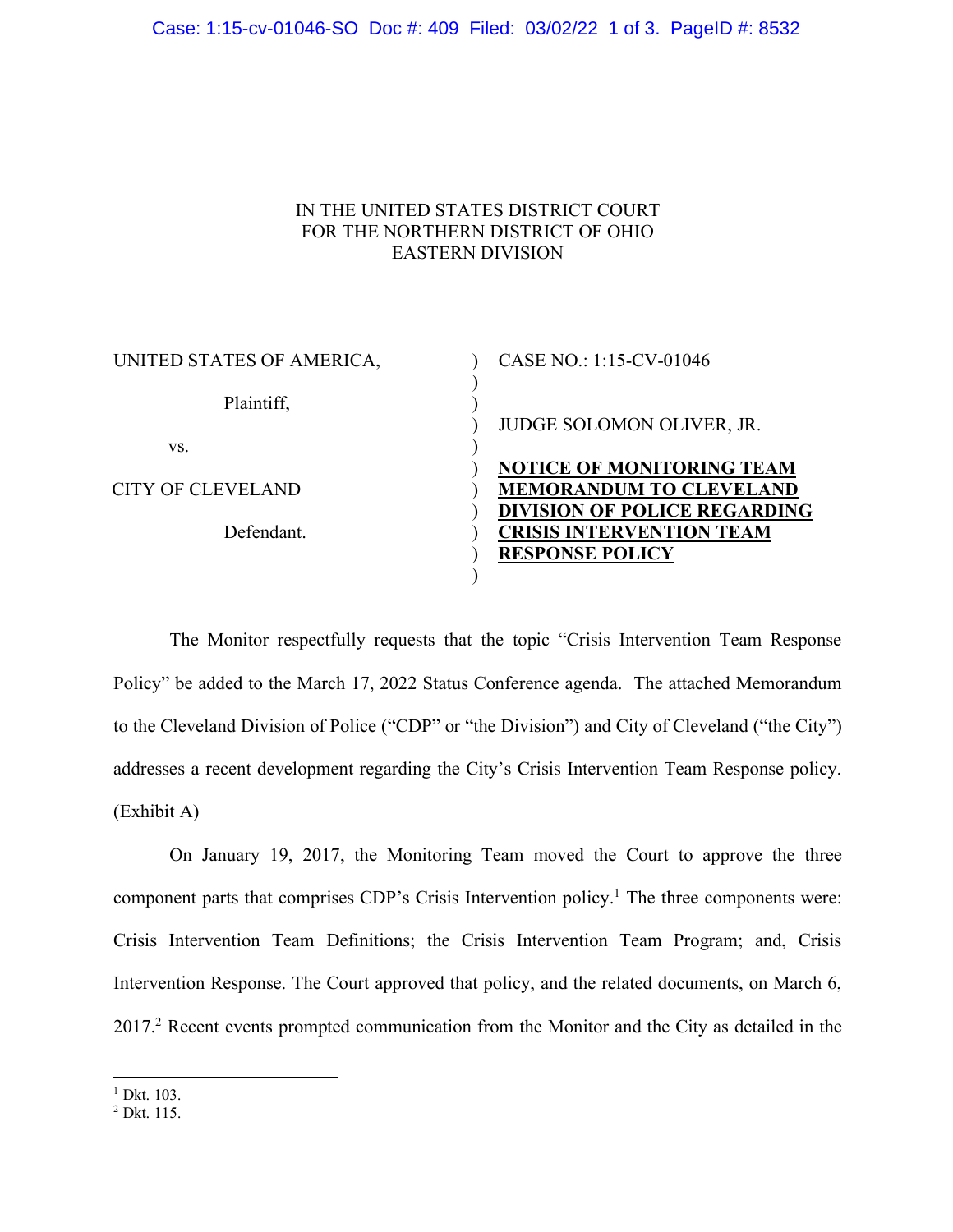IN THE UNITED STATES DISTRICT COURT
FOR THE NORTHERN DISTRICT OF OHIO
EASTERN DIVISION

| | | |
|---|---|---|
| UNITED STATES OF AMERICA, | ) | CASE NO.: 1:15-CV-01046 |
| | ) | |
| Plaintiff, | ) | |
| | ) | JUDGE SOLOMON OLIVER, JR. |
| vs. | ) | |
| | ) | **NOTICE OF MONITORING TEAM** |
| CITY OF CLEVELAND | ) | **MEMORANDUM TO CLEVELAND** |
| | ) | **DIVISION OF POLICE REGARDING** |
| Defendant. | ) | **CRISIS INTERVENTION TEAM** |
| | ) | **RESPONSE POLICY** |
| | ) | |

The Monitor respectfully requests that the topic "Crisis Intervention Team Response Policy" be added to the March 17, 2022 Status Conference agenda. The attached Memorandum to the Cleveland Division of Police ("CDP" or "the Division") and City of Cleveland ("the City") addresses a recent development regarding the City's Crisis Intervention Team Response policy. (Exhibit A)

On January 19, 2017, the Monitoring Team moved the Court to approve the three component parts that comprises CDP's Crisis Intervention policy.[1] The three components were: Crisis Intervention Team Definitions; the Crisis Intervention Team Program; and, Crisis Intervention Response. The Court approved that policy, and the related documents, on March 6, 2017.[2] Recent events prompted communication from the Monitor and the City as detailed in the

[1] Dkt. 103.

[2] Dkt. 115.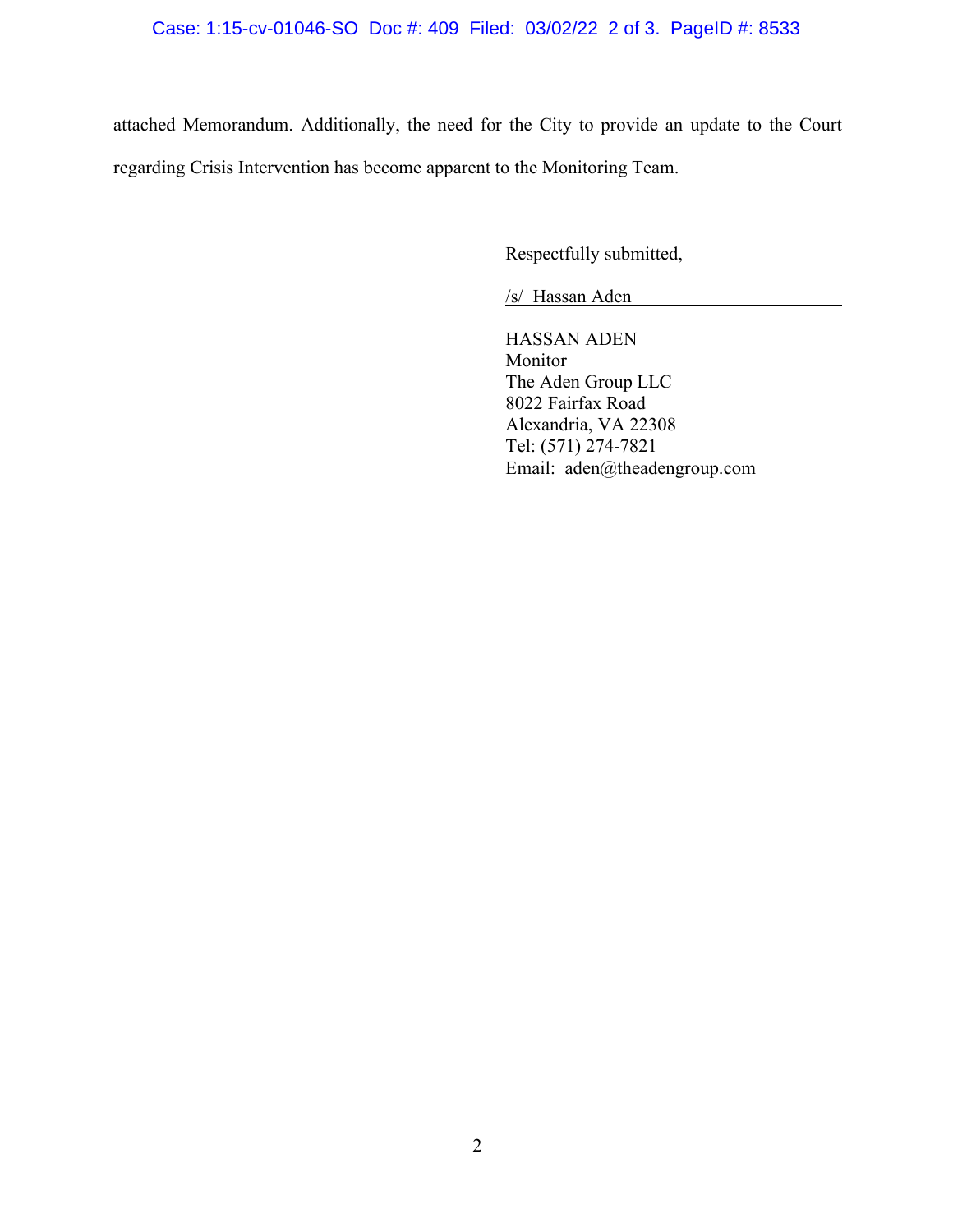attached Memorandum. Additionally, the need for the City to provide an update to the Court regarding Crisis Intervention has become apparent to the Monitoring Team.

Respectfully submitted,

/s/ Hassan Aden

HASSAN ADEN
Monitor
The Aden Group LLC
8022 Fairfax Road
Alexandria, VA 22308
Tel: (571) 274-7821
Email: aden@theadengroup.com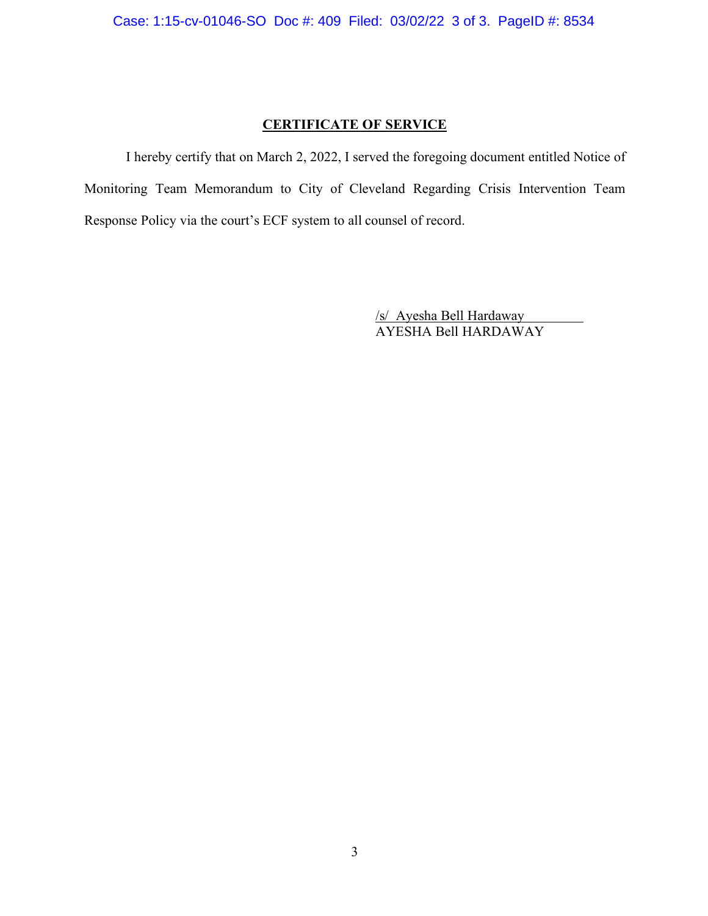**CERTIFICATE OF SERVICE**

I hereby certify that on March 2, 2022, I served the foregoing document entitled Notice of Monitoring Team Memorandum to City of Cleveland Regarding Crisis Intervention Team Response Policy via the court's ECF system to all counsel of record.

/s/ Ayesha Bell Hardaway
AYESHA Bell HARDAWAY